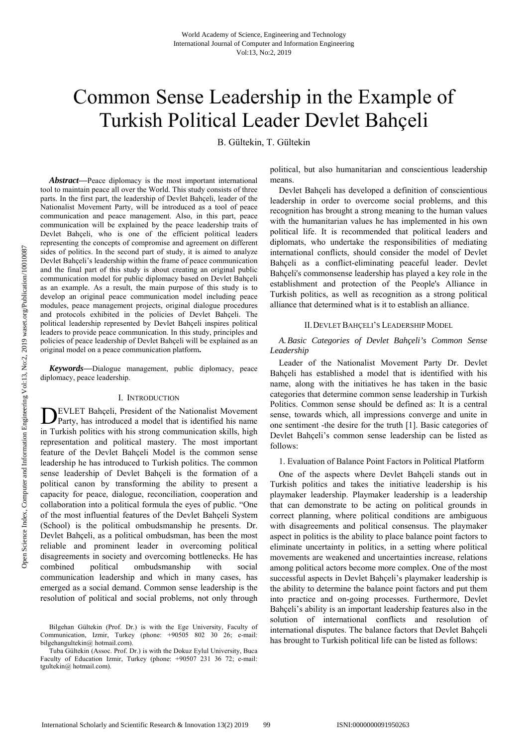# Common Sense Leadership in the Example of Turkish Political Leader Devlet Bahçeli

B. Gültekin, T. Gültekin

***Abstract*—**Peace diplomacy is the most important international tool to maintain peace all over the World. This study consists of three parts. In the first part, the leadership of Devlet Bahçeli, leader of the Nationalist Movement Party, will be introduced as a tool of peace communication and peace management. Also, in this part, peace communication will be explained by the peace leadership traits of Devlet Bahçeli, who is one of the efficient political leaders representing the concepts of compromise and agreement on different sides of politics. In the second part of study, it is aimed to analyze Devlet Bahçeli's leadership within the frame of peace communication and the final part of this study is about creating an original public communication model for public diplomacy based on Devlet Bahçeli as an example. As a result, the main purpose of this study is to develop an original peace communication model including peace modules, peace management projects, original dialogue procedures and protocols exhibited in the policies of Devlet Bahçeli. The political leadership represented by Devlet Bahçeli inspires political leaders to provide peace communication. In this study, principles and policies of peace leadership of Devlet Bahçeli will be explained as an original model on a peace communication platform**.**

***Keywords*—**Dialogue management, public diplomacy, peace diplomacy, peace leadership.

## I. Introduction

DEVLET Bahçeli, President of the Nationalist Movement Party, has introduced a model that is identified his name in Turkish politics with his strong communication skills, high representation and political mastery. The most important feature of the Devlet Bahçeli Model is the common sense leadership he has introduced to Turkish politics. The common sense leadership of Devlet Bahçeli is the formation of a political canon by transforming the ability to present a capacity for peace, dialogue, reconciliation, cooperation and collaboration into a political formula the eyes of public. "One of the most influential features of the Devlet Bahçeli System (School) is the political ombudsmanship he presents. Dr. Devlet Bahçeli, as a political ombudsman, has been the most reliable and prominent leader in overcoming political disagreements in society and overcoming bottlenecks. He has combined political ombudsmanship with social communication leadership and which in many cases, has emerged as a social demand. Common sense leadership is the resolution of political and social problems, not only through political, but also humanitarian and conscientious leadership means.

Devlet Bahçeli has developed a definition of conscientious leadership in order to overcome social problems, and this recognition has brought a strong meaning to the human values with the humanitarian values he has implemented in his own political life. It is recommended that political leaders and diplomats, who undertake the responsibilities of mediating international conflicts, should consider the model of Devlet Bahçeli as a conflict-eliminating peaceful leader. Devlet Bahçeli's commonsense leadership has played a key role in the establishment and protection of the People's Alliance in Turkish politics, as well as recognition as a strong political alliance that determined what is it to establish an alliance.

Bilgehan Gültekin (Prof. Dr.) is with the Ege University, Faculty of Communication, Izmir, Turkey (phone: +90505 802 30 26; e-mail: bilgehangultekin@ hotmail.com).

Tuba Gültekin (Assoc. Prof. Dr.) is with the Dokuz Eylul University, Buca Faculty of Education Izmir, Turkey (phone: +90507 231 36 72; e-mail: tgultekin@ hotmail.com).

## II. Devlet Bahçeli's Leadership Model

### *A. Basic Categories of Devlet Bahçeli's Common Sense Leadership*

Leader of the Nationalist Movement Party Dr. Devlet Bahçeli has established a model that is identified with his name, along with the initiatives he has taken in the basic categories that determine common sense leadership in Turkish Politics. Common sense should be defined as: It is a central sense, towards which, all impressions converge and unite in one sentiment -the desire for the truth [1]. Basic categories of Devlet Bahçeli's common sense leadership can be listed as follows:

1. Evaluation of Balance Point Factors in Political Platform

One of the aspects where Devlet Bahçeli stands out in Turkish politics and takes the initiative leadership is his playmaker leadership. Playmaker leadership is a leadership that can demonstrate to be acting on political grounds in correct planning, where political conditions are ambiguous with disagreements and political consensus. The playmaker aspect in politics is the ability to place balance point factors to eliminate uncertainty in politics, in a setting where political movements are weakened and uncertainties increase, relations among political actors become more complex. One of the most successful aspects in Devlet Bahçeli's playmaker leadership is the ability to determine the balance point factors and put them into practice and on-going processes. Furthermore, Devlet Bahçeli's ability is an important leadership features also in the solution of international conflicts and resolution of international disputes. The balance factors that Devlet Bahçeli has brought to Turkish political life can be listed as follows: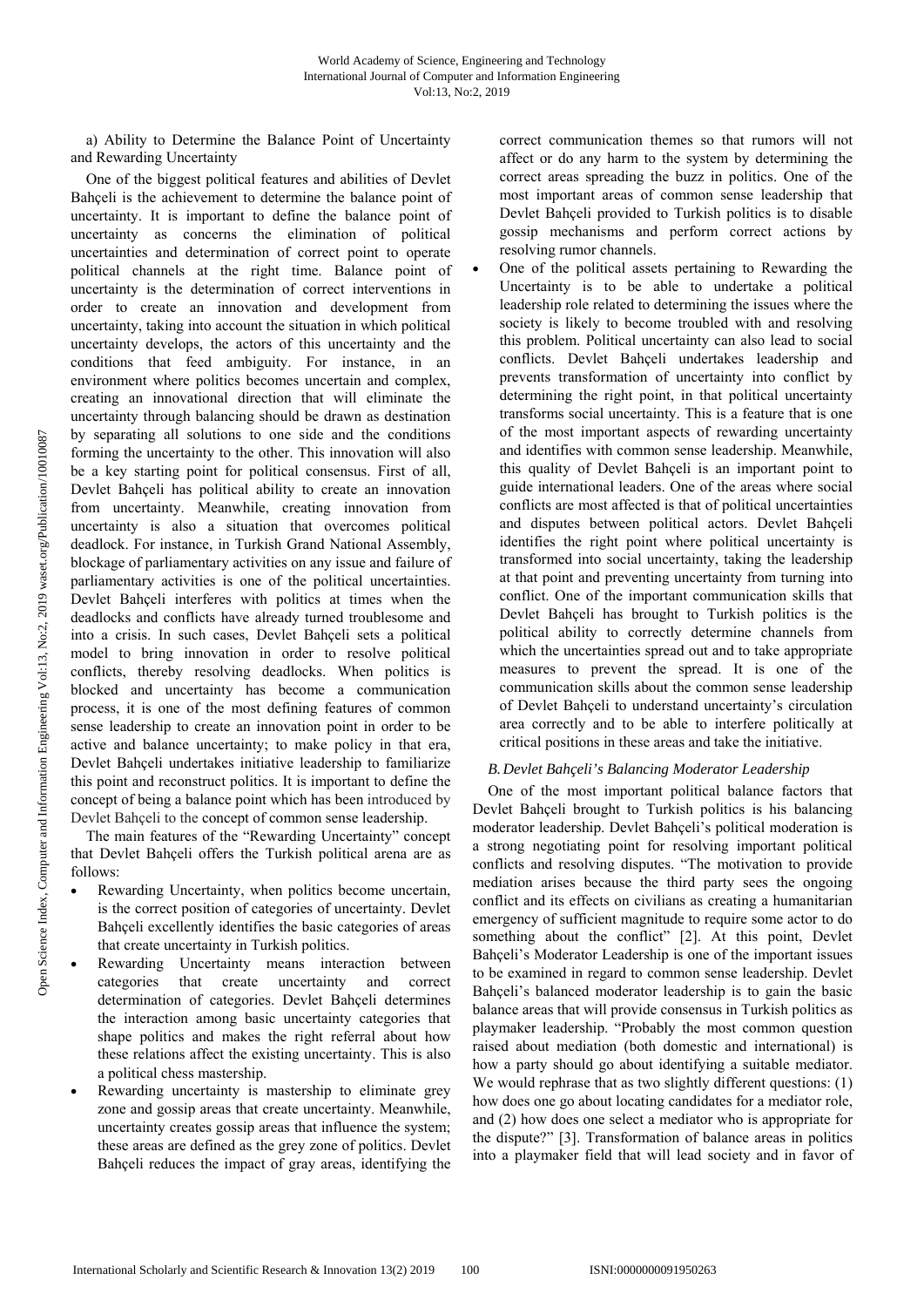a) Ability to Determine the Balance Point of Uncertainty and Rewarding Uncertainty

One of the biggest political features and abilities of Devlet Bahçeli is the achievement to determine the balance point of uncertainty. It is important to define the balance point of uncertainty as concerns the elimination of political uncertainties and determination of correct point to operate political channels at the right time. Balance point of uncertainty is the determination of correct interventions in order to create an innovation and development from uncertainty, taking into account the situation in which political uncertainty develops, the actors of this uncertainty and the conditions that feed ambiguity. For instance, in an environment where politics becomes uncertain and complex, creating an innovational direction that will eliminate the uncertainty through balancing should be drawn as destination by separating all solutions to one side and the conditions forming the uncertainty to the other. This innovation will also be a key starting point for political consensus. First of all, Devlet Bahçeli has political ability to create an innovation from uncertainty. Meanwhile, creating innovation from uncertainty is also a situation that overcomes political deadlock. For instance, in Turkish Grand National Assembly, blockage of parliamentary activities on any issue and failure of parliamentary activities is one of the political uncertainties. Devlet Bahçeli interferes with politics at times when the deadlocks and conflicts have already turned troublesome and into a crisis. In such cases, Devlet Bahçeli sets a political model to bring innovation in order to resolve political conflicts, thereby resolving deadlocks. When politics is blocked and uncertainty has become a communication process, it is one of the most defining features of common sense leadership to create an innovation point in order to be active and balance uncertainty; to make policy in that era, Devlet Bahçeli undertakes initiative leadership to familiarize this point and reconstruct politics. It is important to define the concept of being a balance point which has been introduced by Devlet Bahçeli to the concept of common sense leadership.

The main features of the "Rewarding Uncertainty" concept that Devlet Bahçeli offers the Turkish political arena are as follows:

- Rewarding Uncertainty, when politics become uncertain, is the correct position of categories of uncertainty. Devlet Bahçeli excellently identifies the basic categories of areas that create uncertainty in Turkish politics.
- Rewarding Uncertainty means interaction between categories that create uncertainty and correct determination of categories. Devlet Bahçeli determines the interaction among basic uncertainty categories that shape politics and makes the right referral about how these relations affect the existing uncertainty. This is also a political chess mastership.
- Rewarding uncertainty is mastership to eliminate grey zone and gossip areas that create uncertainty. Meanwhile, uncertainty creates gossip areas that influence the system; these areas are defined as the grey zone of politics. Devlet Bahçeli reduces the impact of gray areas, identifying the correct communication themes so that rumors will not affect or do any harm to the system by determining the correct areas spreading the buzz in politics. One of the most important areas of common sense leadership that Devlet Bahçeli provided to Turkish politics is to disable gossip mechanisms and perform correct actions by resolving rumor channels.
- One of the political assets pertaining to Rewarding the Uncertainty is to be able to undertake a political leadership role related to determining the issues where the society is likely to become troubled with and resolving this problem. Political uncertainty can also lead to social conflicts. Devlet Bahçeli undertakes leadership and prevents transformation of uncertainty into conflict by determining the right point, in that political uncertainty transforms social uncertainty. This is a feature that is one of the most important aspects of rewarding uncertainty and identifies with common sense leadership. Meanwhile, this quality of Devlet Bahçeli is an important point to guide international leaders. One of the areas where social conflicts are most affected is that of political uncertainties and disputes between political actors. Devlet Bahçeli identifies the right point where political uncertainty is transformed into social uncertainty, taking the leadership at that point and preventing uncertainty from turning into conflict. One of the important communication skills that Devlet Bahçeli has brought to Turkish politics is the political ability to correctly determine channels from which the uncertainties spread out and to take appropriate measures to prevent the spread. It is one of the communication skills about the common sense leadership of Devlet Bahçeli to understand uncertainty's circulation area correctly and to be able to interfere politically at critical positions in these areas and take the initiative.

### *B. Devlet Bahçeli's Balancing Moderator Leadership*

One of the most important political balance factors that Devlet Bahçeli brought to Turkish politics is his balancing moderator leadership. Devlet Bahçeli's political moderation is a strong negotiating point for resolving important political conflicts and resolving disputes. "The motivation to provide mediation arises because the third party sees the ongoing conflict and its effects on civilians as creating a humanitarian emergency of sufficient magnitude to require some actor to do something about the conflict" [2]. At this point, Devlet Bahçeli's Moderator Leadership is one of the important issues to be examined in regard to common sense leadership. Devlet Bahçeli's balanced moderator leadership is to gain the basic balance areas that will provide consensus in Turkish politics as playmaker leadership. "Probably the most common question raised about mediation (both domestic and international) is how a party should go about identifying a suitable mediator. We would rephrase that as two slightly different questions: (1) how does one go about locating candidates for a mediator role, and (2) how does one select a mediator who is appropriate for the dispute?" [3]. Transformation of balance areas in politics into a playmaker field that will lead society and in favor of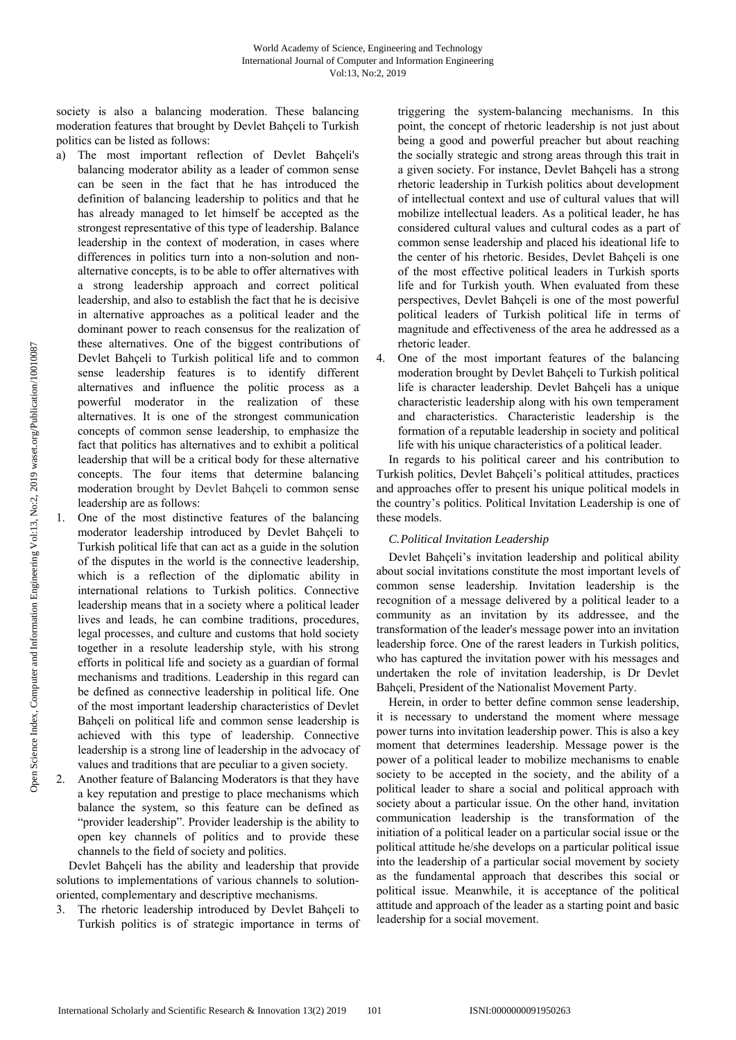society is also a balancing moderation. These balancing moderation features that brought by Devlet Bahçeli to Turkish politics can be listed as follows:

a) The most important reflection of Devlet Bahçeli's balancing moderator ability as a leader of common sense can be seen in the fact that he has introduced the definition of balancing leadership to politics and that he has already managed to let himself be accepted as the strongest representative of this type of leadership. Balance leadership in the context of moderation, in cases where differences in politics turn into a non-solution and non-alternative concepts, is to be able to offer alternatives with a strong leadership approach and correct political leadership, and also to establish the fact that he is decisive in alternative approaches as a political leader and the dominant power to reach consensus for the realization of these alternatives. One of the biggest contributions of Devlet Bahçeli to Turkish political life and to common sense leadership features is to identify different alternatives and influence the politic process as a powerful moderator in the realization of these alternatives. It is one of the strongest communication concepts of common sense leadership, to emphasize the fact that politics has alternatives and to exhibit a political leadership that will be a critical body for these alternative concepts. The four items that determine balancing moderation brought by Devlet Bahçeli to common sense leadership are as follows:

1. One of the most distinctive features of the balancing moderator leadership introduced by Devlet Bahçeli to Turkish political life that can act as a guide in the solution of the disputes in the world is the connective leadership, which is a reflection of the diplomatic ability in international relations to Turkish politics. Connective leadership means that in a society where a political leader lives and leads, he can combine traditions, procedures, legal processes, and culture and customs that hold society together in a resolute leadership style, with his strong efforts in political life and society as a guardian of formal mechanisms and traditions. Leadership in this regard can be defined as connective leadership in political life. One of the most important leadership characteristics of Devlet Bahçeli on political life and common sense leadership is achieved with this type of leadership. Connective leadership is a strong line of leadership in the advocacy of values and traditions that are peculiar to a given society.
2. Another feature of Balancing Moderators is that they have a key reputation and prestige to place mechanisms which balance the system, so this feature can be defined as "provider leadership". Provider leadership is the ability to open key channels of politics and to provide these channels to the field of society and politics.

Devlet Bahçeli has the ability and leadership that provide solutions to implementations of various channels to solution-oriented, complementary and descriptive mechanisms.

3. The rhetoric leadership introduced by Devlet Bahçeli to Turkish politics is of strategic importance in terms of triggering the system-balancing mechanisms. In this point, the concept of rhetoric leadership is not just about being a good and powerful preacher but about reaching the socially strategic and strong areas through this trait in a given society. For instance, Devlet Bahçeli has a strong rhetoric leadership in Turkish politics about development of intellectual context and use of cultural values that will mobilize intellectual leaders. As a political leader, he has considered cultural values and cultural codes as a part of common sense leadership and placed his ideational life to the center of his rhetoric. Besides, Devlet Bahçeli is one of the most effective political leaders in Turkish sports life and for Turkish youth. When evaluated from these perspectives, Devlet Bahçeli is one of the most powerful political leaders of Turkish political life in terms of magnitude and effectiveness of the area he addressed as a rhetoric leader.
4. One of the most important features of the balancing moderation brought by Devlet Bahçeli to Turkish political life is character leadership. Devlet Bahçeli has a unique characteristic leadership along with his own temperament and characteristics. Characteristic leadership is the formation of a reputable leadership in society and political life with his unique characteristics of a political leader.

In regards to his political career and his contribution to Turkish politics, Devlet Bahçeli's political attitudes, practices and approaches offer to present his unique political models in the country's politics. Political Invitation Leadership is one of these models.

### *C. Political Invitation Leadership*

Devlet Bahçeli's invitation leadership and political ability about social invitations constitute the most important levels of common sense leadership. Invitation leadership is the recognition of a message delivered by a political leader to a community as an invitation by its addressee, and the transformation of the leader's message power into an invitation leadership force. One of the rarest leaders in Turkish politics, who has captured the invitation power with his messages and undertaken the role of invitation leadership, is Dr Devlet Bahçeli, President of the Nationalist Movement Party.

Herein, in order to better define common sense leadership, it is necessary to understand the moment where message power turns into invitation leadership power. This is also a key moment that determines leadership. Message power is the power of a political leader to mobilize mechanisms to enable society to be accepted in the society, and the ability of a political leader to share a social and political approach with society about a particular issue. On the other hand, invitation communication leadership is the transformation of the initiation of a political leader on a particular social issue or the political attitude he/she develops on a particular political issue into the leadership of a particular social movement by society as the fundamental approach that describes this social or political issue. Meanwhile, it is acceptance of the political attitude and approach of the leader as a starting point and basic leadership for a social movement.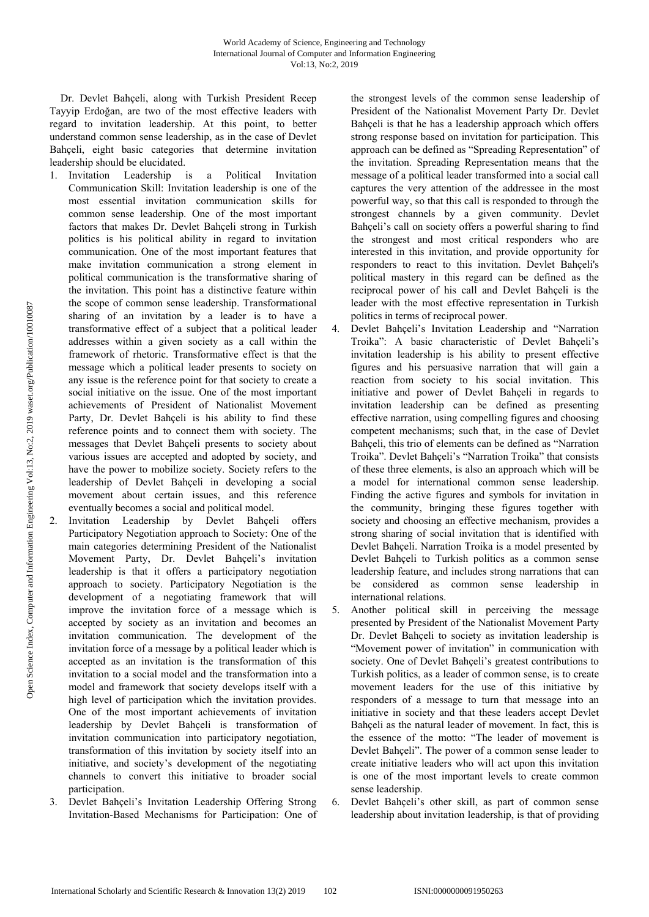Dr. Devlet Bahçeli, along with Turkish President Recep Tayyip Erdoğan, are two of the most effective leaders with regard to invitation leadership. At this point, to better understand common sense leadership, as in the case of Devlet Bahçeli, eight basic categories that determine invitation leadership should be elucidated.

1. Invitation Leadership is a Political Invitation Communication Skill: Invitation leadership is one of the most essential invitation communication skills for common sense leadership. One of the most important factors that makes Dr. Devlet Bahçeli strong in Turkish politics is his political ability in regard to invitation communication. One of the most important features that make invitation communication a strong element in political communication is the transformative sharing of the invitation. This point has a distinctive feature within the scope of common sense leadership. Transformational sharing of an invitation by a leader is to have a transformative effect of a subject that a political leader addresses within a given society as a call within the framework of rhetoric. Transformative effect is that the message which a political leader presents to society on any issue is the reference point for that society to create a social initiative on the issue. One of the most important achievements of President of Nationalist Movement Party, Dr. Devlet Bahçeli is his ability to find these reference points and to connect them with society. The messages that Devlet Bahçeli presents to society about various issues are accepted and adopted by society, and have the power to mobilize society. Society refers to the leadership of Devlet Bahçeli in developing a social movement about certain issues, and this reference eventually becomes a social and political model.
2. Invitation Leadership by Devlet Bahçeli offers Participatory Negotiation approach to Society: One of the main categories determining President of the Nationalist Movement Party, Dr. Devlet Bahçeli's invitation leadership is that it offers a participatory negotiation approach to society. Participatory Negotiation is the development of a negotiating framework that will improve the invitation force of a message which is accepted by society as an invitation and becomes an invitation communication. The development of the invitation force of a message by a political leader which is accepted as an invitation is the transformation of this invitation to a social model and the transformation into a model and framework that society develops itself with a high level of participation which the invitation provides. One of the most important achievements of invitation leadership by Devlet Bahçeli is transformation of invitation communication into participatory negotiation, transformation of this invitation by society itself into an initiative, and society's development of the negotiating channels to convert this initiative to broader social participation.
3. Devlet Bahçeli's Invitation Leadership Offering Strong Invitation-Based Mechanisms for Participation: One of the strongest levels of the common sense leadership of President of the Nationalist Movement Party Dr. Devlet Bahçeli is that he has a leadership approach which offers strong response based on invitation for participation. This approach can be defined as "Spreading Representation" of the invitation. Spreading Representation means that the message of a political leader transformed into a social call captures the very attention of the addressee in the most powerful way, so that this call is responded to through the strongest channels by a given community. Devlet Bahçeli's call on society offers a powerful sharing to find the strongest and most critical responders who are interested in this invitation, and provide opportunity for responders to react to this invitation. Devlet Bahçeli's political mastery in this regard can be defined as the reciprocal power of his call and Devlet Bahçeli is the leader with the most effective representation in Turkish politics in terms of reciprocal power.
4. Devlet Bahçeli's Invitation Leadership and "Narration Troika": A basic characteristic of Devlet Bahçeli's invitation leadership is his ability to present effective figures and his persuasive narration that will gain a reaction from society to his social invitation. This initiative and power of Devlet Bahçeli in regards to invitation leadership can be defined as presenting effective narration, using compelling figures and choosing competent mechanisms; such that, in the case of Devlet Bahçeli, this trio of elements can be defined as "Narration Troika". Devlet Bahçeli's "Narration Troika" that consists of these three elements, is also an approach which will be a model for international common sense leadership. Finding the active figures and symbols for invitation in the community, bringing these figures together with society and choosing an effective mechanism, provides a strong sharing of social invitation that is identified with Devlet Bahçeli. Narration Troika is a model presented by Devlet Bahçeli to Turkish politics as a common sense leadership feature, and includes strong narrations that can be considered as common sense leadership in international relations.
5. Another political skill in perceiving the message presented by President of the Nationalist Movement Party Dr. Devlet Bahçeli to society as invitation leadership is "Movement power of invitation" in communication with society. One of Devlet Bahçeli's greatest contributions to Turkish politics, as a leader of common sense, is to create movement leaders for the use of this initiative by responders of a message to turn that message into an initiative in society and that these leaders accept Devlet Bahçeli as the natural leader of movement. In fact, this is the essence of the motto: "The leader of movement is Devlet Bahçeli". The power of a common sense leader to create initiative leaders who will act upon this invitation is one of the most important levels to create common sense leadership.
6. Devlet Bahçeli's other skill, as part of common sense leadership about invitation leadership, is that of providing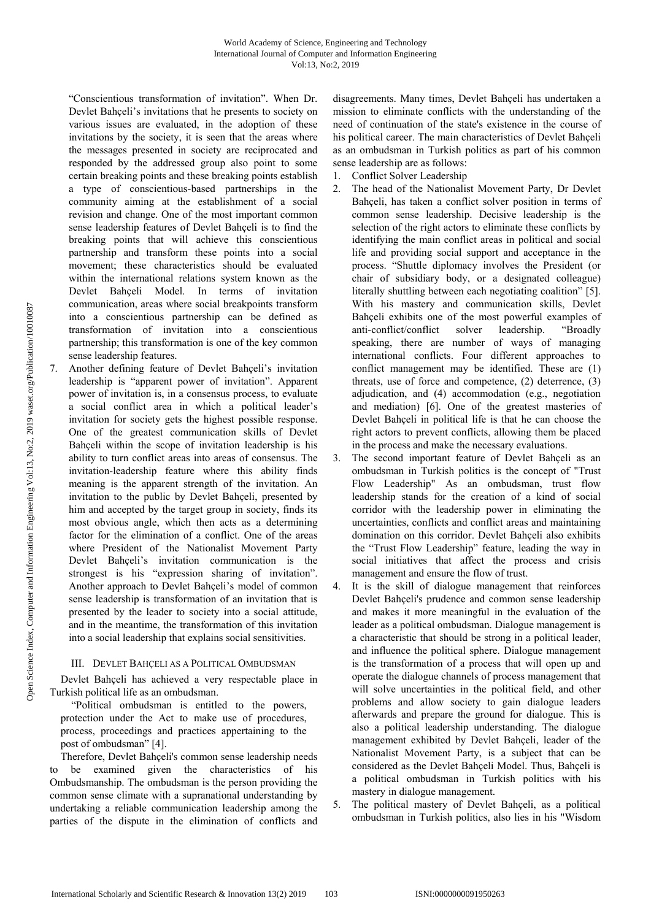"Conscientious transformation of invitation". When Dr. Devlet Bahçeli's invitations that he presents to society on various issues are evaluated, in the adoption of these invitations by the society, it is seen that the areas where the messages presented in society are reciprocated and responded by the addressed group also point to some certain breaking points and these breaking points establish a type of conscientious-based partnerships in the community aiming at the establishment of a social revision and change. One of the most important common sense leadership features of Devlet Bahçeli is to find the breaking points that will achieve this conscientious partnership and transform these points into a social movement; these characteristics should be evaluated within the international relations system known as the Devlet Bahçeli Model. In terms of invitation communication, areas where social breakpoints transform into a conscientious partnership can be defined as transformation of invitation into a conscientious partnership; this transformation is one of the key common sense leadership features.

7. Another defining feature of Devlet Bahçeli's invitation leadership is "apparent power of invitation". Apparent power of invitation is, in a consensus process, to evaluate a social conflict area in which a political leader's invitation for society gets the highest possible response. One of the greatest communication skills of Devlet Bahçeli within the scope of invitation leadership is his ability to turn conflict areas into areas of consensus. The invitation-leadership feature where this ability finds meaning is the apparent strength of the invitation. An invitation to the public by Devlet Bahçeli, presented by him and accepted by the target group in society, finds its most obvious angle, which then acts as a determining factor for the elimination of a conflict. One of the areas where President of the Nationalist Movement Party Devlet Bahçeli's invitation communication is the strongest is his "expression sharing of invitation". Another approach to Devlet Bahçeli's model of common sense leadership is transformation of an invitation that is presented by the leader to society into a social attitude, and in the meantime, the transformation of this invitation into a social leadership that explains social sensitivities.

## III. Devlet Bahçeli as a Political Ombudsman

Devlet Bahçeli has achieved a very respectable place in Turkish political life as an ombudsman.

> "Political ombudsman is entitled to the powers, protection under the Act to make use of procedures, process, proceedings and practices appertaining to the post of ombudsman" [4].

Therefore, Devlet Bahçeli's common sense leadership needs to be examined given the characteristics of his Ombudsmanship. The ombudsman is the person providing the common sense climate with a supranational understanding by undertaking a reliable communication leadership among the parties of the dispute in the elimination of conflicts and disagreements. Many times, Devlet Bahçeli has undertaken a mission to eliminate conflicts with the understanding of the need of continuation of the state's existence in the course of his political career. The main characteristics of Devlet Bahçeli as an ombudsman in Turkish politics as part of his common sense leadership are as follows:

1. Conflict Solver Leadership
2. The head of the Nationalist Movement Party, Dr Devlet Bahçeli, has taken a conflict solver position in terms of common sense leadership. Decisive leadership is the selection of the right actors to eliminate these conflicts by identifying the main conflict areas in political and social life and providing social support and acceptance in the process. "Shuttle diplomacy involves the President (or chair of subsidiary body, or a designated colleague) literally shuttling between each negotiating coalition" [5]. With his mastery and communication skills, Devlet Bahçeli exhibits one of the most powerful examples of anti-conflict/conflict solver leadership. "Broadly speaking, there are number of ways of managing international conflicts. Four different approaches to conflict management may be identified. These are (1) threats, use of force and competence, (2) deterrence, (3) adjudication, and (4) accommodation (e.g., negotiation and mediation) [6]. One of the greatest masteries of Devlet Bahçeli in political life is that he can choose the right actors to prevent conflicts, allowing them be placed in the process and make the necessary evaluations.
3. The second important feature of Devlet Bahçeli as an ombudsman in Turkish politics is the concept of "Trust Flow Leadership" As an ombudsman, trust flow leadership stands for the creation of a kind of social corridor with the leadership power in eliminating the uncertainties, conflicts and conflict areas and maintaining domination on this corridor. Devlet Bahçeli also exhibits the "Trust Flow Leadership" feature, leading the way in social initiatives that affect the process and crisis management and ensure the flow of trust.
4. It is the skill of dialogue management that reinforces Devlet Bahçeli's prudence and common sense leadership and makes it more meaningful in the evaluation of the leader as a political ombudsman. Dialogue management is a characteristic that should be strong in a political leader, and influence the political sphere. Dialogue management is the transformation of a process that will open up and operate the dialogue channels of process management that will solve uncertainties in the political field, and other problems and allow society to gain dialogue leaders afterwards and prepare the ground for dialogue. This is also a political leadership understanding. The dialogue management exhibited by Devlet Bahçeli, leader of the Nationalist Movement Party, is a subject that can be considered as the Devlet Bahçeli Model. Thus, Bahçeli is a political ombudsman in Turkish politics with his mastery in dialogue management.
5. The political mastery of Devlet Bahçeli, as a political ombudsman in Turkish politics, also lies in his "Wisdom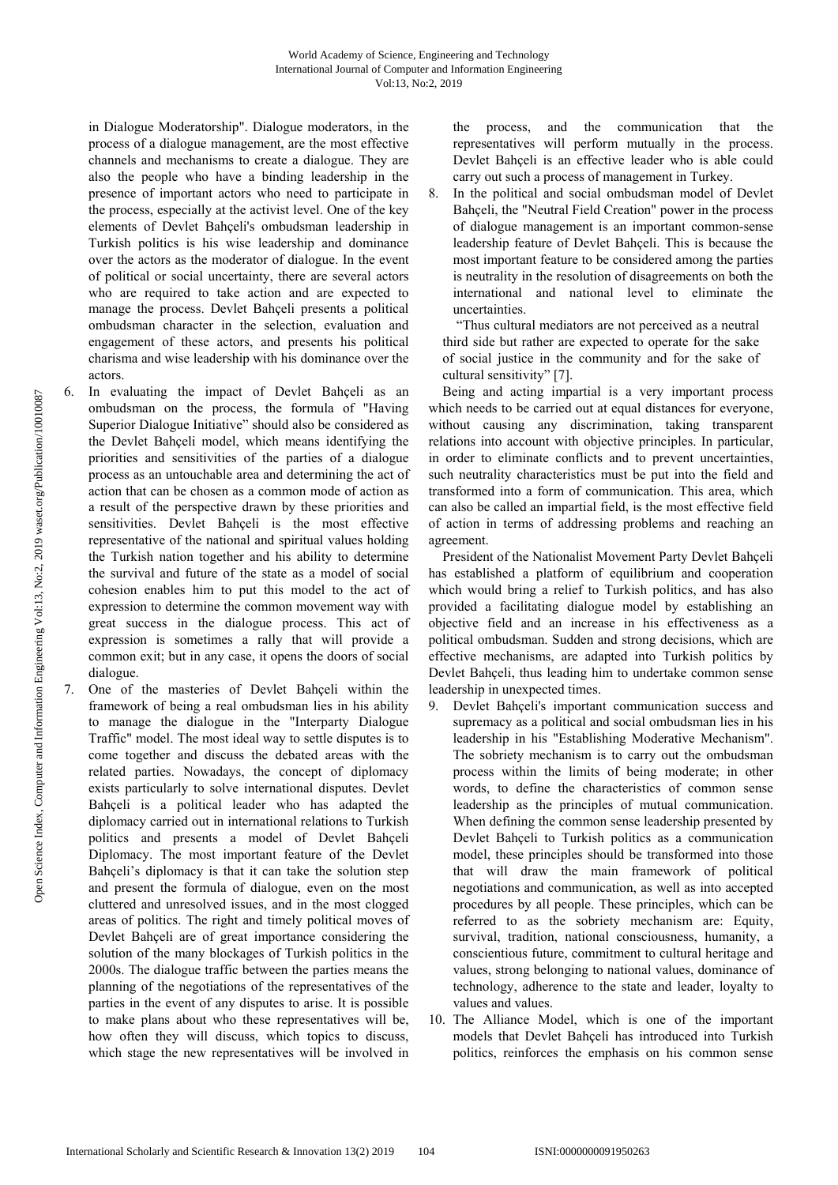in Dialogue Moderatorship". Dialogue moderators, in the process of a dialogue management, are the most effective channels and mechanisms to create a dialogue. They are also the people who have a binding leadership in the presence of important actors who need to participate in the process, especially at the activist level. One of the key elements of Devlet Bahçeli's ombudsman leadership in Turkish politics is his wise leadership and dominance over the actors as the moderator of dialogue. In the event of political or social uncertainty, there are several actors who are required to take action and are expected to manage the process. Devlet Bahçeli presents a political ombudsman character in the selection, evaluation and engagement of these actors, and presents his political charisma and wise leadership with his dominance over the actors.

6. In evaluating the impact of Devlet Bahçeli as an ombudsman on the process, the formula of "Having Superior Dialogue Initiative" should also be considered as the Devlet Bahçeli model, which means identifying the priorities and sensitivities of the parties of a dialogue process as an untouchable area and determining the act of action that can be chosen as a common mode of action as a result of the perspective drawn by these priorities and sensitivities. Devlet Bahçeli is the most effective representative of the national and spiritual values holding the Turkish nation together and his ability to determine the survival and future of the state as a model of social cohesion enables him to put this model to the act of expression to determine the common movement way with great success in the dialogue process. This act of expression is sometimes a rally that will provide a common exit; but in any case, it opens the doors of social dialogue.
7. One of the masteries of Devlet Bahçeli within the framework of being a real ombudsman lies in his ability to manage the dialogue in the "Interparty Dialogue Traffic" model. The most ideal way to settle disputes is to come together and discuss the debated areas with the related parties. Nowadays, the concept of diplomacy exists particularly to solve international disputes. Devlet Bahçeli is a political leader who has adapted the diplomacy carried out in international relations to Turkish politics and presents a model of Devlet Bahçeli Diplomacy. The most important feature of the Devlet Bahçeli's diplomacy is that it can take the solution step and present the formula of dialogue, even on the most cluttered and unresolved issues, and in the most clogged areas of politics. The right and timely political moves of Devlet Bahçeli are of great importance considering the solution of the many blockages of Turkish politics in the 2000s. The dialogue traffic between the parties means the planning of the negotiations of the representatives of the parties in the event of any disputes to arise. It is possible to make plans about who these representatives will be, how often they will discuss, which topics to discuss, which stage the new representatives will be involved in the process, and the communication that the representatives will perform mutually in the process. Devlet Bahçeli is an effective leader who is able could carry out such a process of management in Turkey.
8. In the political and social ombudsman model of Devlet Bahçeli, the "Neutral Field Creation" power in the process of dialogue management is an important common-sense leadership feature of Devlet Bahçeli. This is because the most important feature to be considered among the parties is neutrality in the resolution of disagreements on both the international and national level to eliminate the uncertainties.

"Thus cultural mediators are not perceived as a neutral third side but rather are expected to operate for the sake of social justice in the community and for the sake of cultural sensitivity" [7].

Being and acting impartial is a very important process which needs to be carried out at equal distances for everyone, without causing any discrimination, taking transparent relations into account with objective principles. In particular, in order to eliminate conflicts and to prevent uncertainties, such neutrality characteristics must be put into the field and transformed into a form of communication. This area, which can also be called an impartial field, is the most effective field of action in terms of addressing problems and reaching an agreement.

President of the Nationalist Movement Party Devlet Bahçeli has established a platform of equilibrium and cooperation which would bring a relief to Turkish politics, and has also provided a facilitating dialogue model by establishing an objective field and an increase in his effectiveness as a political ombudsman. Sudden and strong decisions, which are effective mechanisms, are adapted into Turkish politics by Devlet Bahçeli, thus leading him to undertake common sense leadership in unexpected times.

9. Devlet Bahçeli's important communication success and supremacy as a political and social ombudsman lies in his leadership in his "Establishing Moderative Mechanism". The sobriety mechanism is to carry out the ombudsman process within the limits of being moderate; in other words, to define the characteristics of common sense leadership as the principles of mutual communication. When defining the common sense leadership presented by Devlet Bahçeli to Turkish politics as a communication model, these principles should be transformed into those that will draw the main framework of political negotiations and communication, as well as into accepted procedures by all people. These principles, which can be referred to as the sobriety mechanism are: Equity, survival, tradition, national consciousness, humanity, a conscientious future, commitment to cultural heritage and values, strong belonging to national values, dominance of technology, adherence to the state and leader, loyalty to values and values.
10. The Alliance Model, which is one of the important models that Devlet Bahçeli has introduced into Turkish politics, reinforces the emphasis on his common sense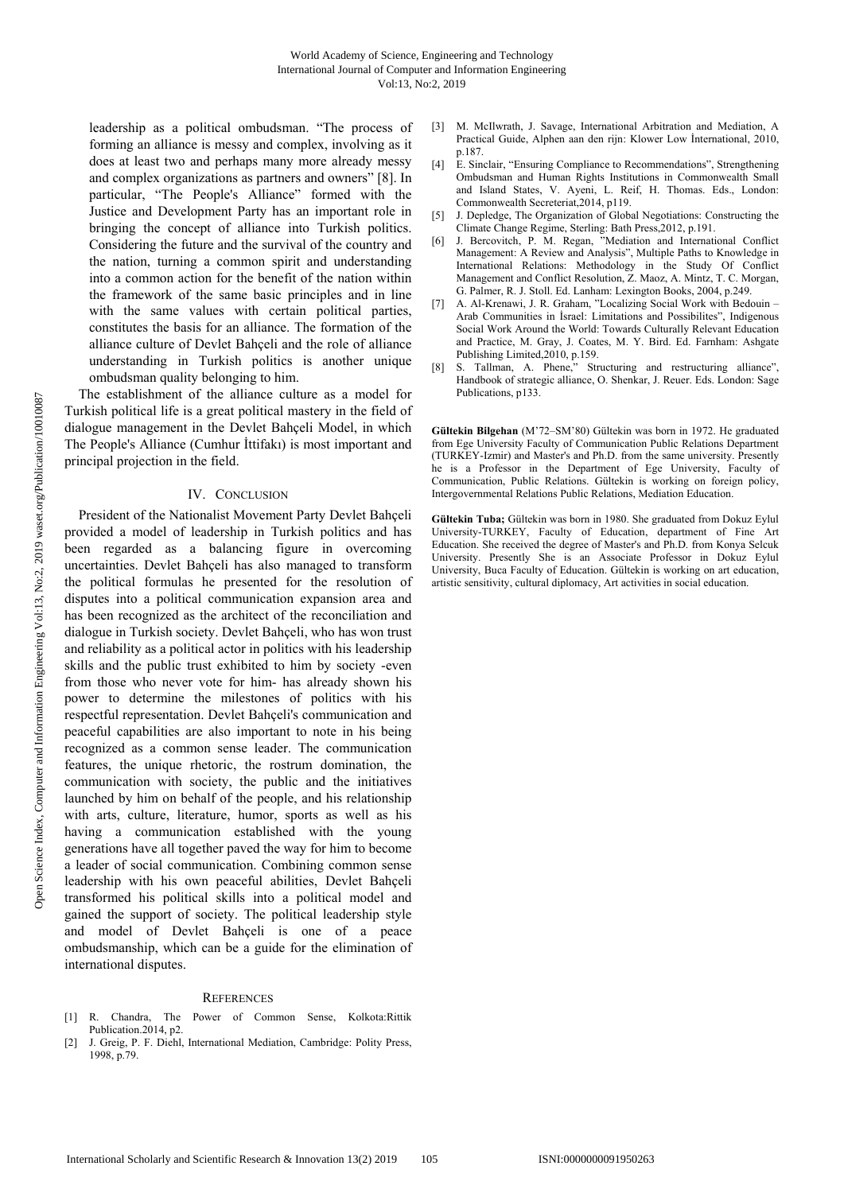leadership as a political ombudsman. "The process of forming an alliance is messy and complex, involving as it does at least two and perhaps many more already messy and complex organizations as partners and owners" [8]. In particular, "The People's Alliance" formed with the Justice and Development Party has an important role in bringing the concept of alliance into Turkish politics. Considering the future and the survival of the country and the nation, turning a common spirit and understanding into a common action for the benefit of the nation within the framework of the same basic principles and in line with the same values with certain political parties, constitutes the basis for an alliance. The formation of the alliance culture of Devlet Bahçeli and the role of alliance understanding in Turkish politics is another unique ombudsman quality belonging to him.

The establishment of the alliance culture as a model for Turkish political life is a great political mastery in the field of dialogue management in the Devlet Bahçeli Model, in which The People's Alliance (Cumhur İttifakı) is most important and principal projection in the field.

## IV. Conclusion

President of the Nationalist Movement Party Devlet Bahçeli provided a model of leadership in Turkish politics and has been regarded as a balancing figure in overcoming uncertainties. Devlet Bahçeli has also managed to transform the political formulas he presented for the resolution of disputes into a political communication expansion area and has been recognized as the architect of the reconciliation and dialogue in Turkish society. Devlet Bahçeli, who has won trust and reliability as a political actor in politics with his leadership skills and the public trust exhibited to him by society -even from those who never vote for him- has already shown his power to determine the milestones of politics with his respectful representation. Devlet Bahçeli's communication and peaceful capabilities are also important to note in his being recognized as a common sense leader. The communication features, the unique rhetoric, the rostrum domination, the communication with society, the public and the initiatives launched by him on behalf of the people, and his relationship with arts, culture, literature, humor, sports as well as his having a communication established with the young generations have all together paved the way for him to become a leader of social communication. Combining common sense leadership with his own peaceful abilities, Devlet Bahçeli transformed his political skills into a political model and gained the support of society. The political leadership style and model of Devlet Bahçeli is one of a peace ombudsmanship, which can be a guide for the elimination of international disputes.

## References

[1] R. Chandra, The Power of Common Sense, Kolkota:Rittik Publication.2014, p2.

[2] J. Greig, P. F. Diehl, International Mediation, Cambridge: Polity Press, 1998, p.79.

[3] M. McIlwrath, J. Savage, International Arbitration and Mediation, A Practical Guide, Alphen aan den rijn: Klower Low İnternational, 2010, p.187.

[4] E. Sinclair, "Ensuring Compliance to Recommendations", Strengthening Ombudsman and Human Rights Institutions in Commonwealth Small and Island States, V. Ayeni, L. Reif, H. Thomas. Eds., London: Commonwealth Secreteriat,2014, p119.

[5] J. Depledge, The Organization of Global Negotiations: Constructing the Climate Change Regime, Sterling: Bath Press,2012, p.191.

[6] J. Bercovitch, P. M. Regan, "Mediation and International Conflict Management: A Review and Analysis", Multiple Paths to Knowledge in International Relations: Methodology in the Study Of Conflict Management and Conflict Resolution, Z. Maoz, A. Mintz, T. C. Morgan, G. Palmer, R. J. Stoll. Ed. Lanham: Lexington Books, 2004, p.249.

[7] A. Al-Krenawi, J. R. Graham, "Localizing Social Work with Bedouin – Arab Communities in İsrael: Limitations and Possibilites", Indigenous Social Work Around the World: Towards Culturally Relevant Education and Practice, M. Gray, J. Coates, M. Y. Bird. Ed. Farnham: Ashgate Publishing Limited,2010, p.159.

[8] S. Tallman, A. Phene," Structuring and restructuring alliance", Handbook of strategic alliance, O. Shenkar, J. Reuer. Eds. London: Sage Publications, p133.

**Gültekin Bilgehan** (M'72–SM'80) Gültekin was born in 1972. He graduated from Ege University Faculty of Communication Public Relations Department (TURKEY-Izmir) and Master's and Ph.D. from the same university. Presently he is a Professor in the Department of Ege University, Faculty of Communication, Public Relations. Gültekin is working on foreign policy, Intergovernmental Relations Public Relations, Mediation Education.

**Gültekin Tuba;** Gültekin was born in 1980. She graduated from Dokuz Eylul University-TURKEY, Faculty of Education, department of Fine Art Education. She received the degree of Master's and Ph.D. from Konya Selcuk University. Presently She is an Associate Professor in Dokuz Eylul University, Buca Faculty of Education. Gültekin is working on art education, artistic sensitivity, cultural diplomacy, Art activities in social education.